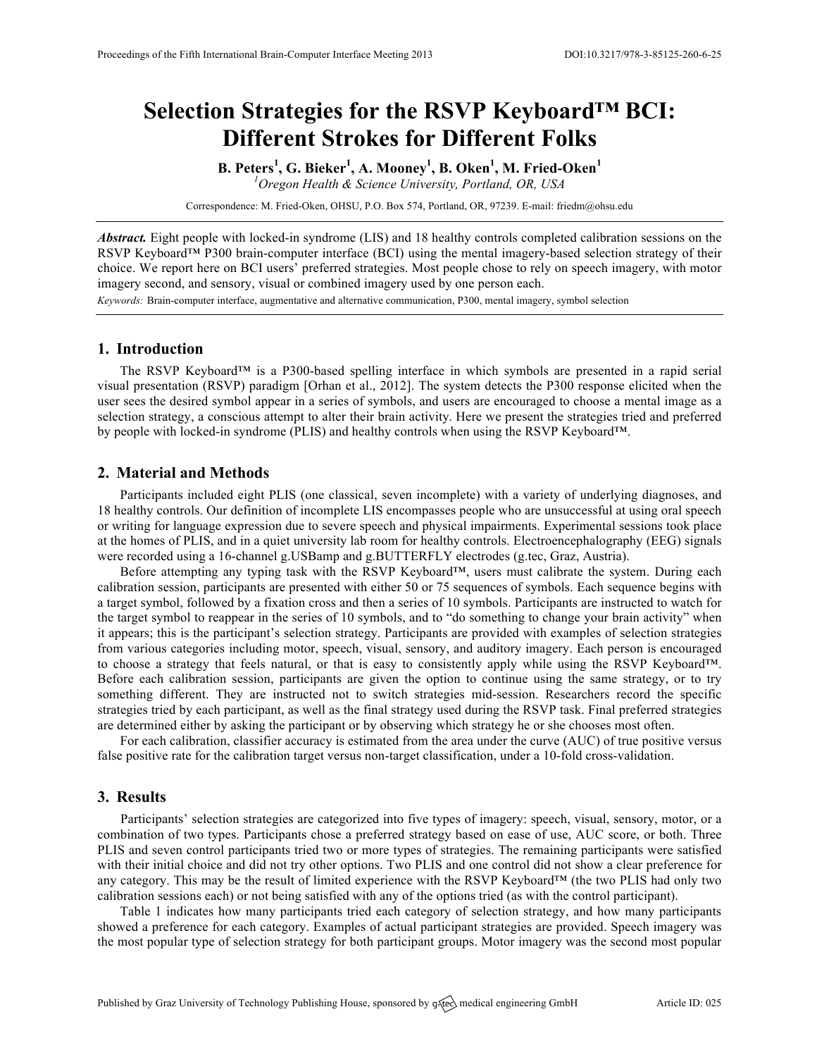# Selection Strategies for the RSVP Keyboard™ BCI: Different Strokes for Different Folks

**B. Peters[1], G. Bieker[1], A. Mooney[1], B. Oken[1], M. Fried-Oken[1]**

[1]*Oregon Health & Science University, Portland, OR, USA*

Correspondence: M. Fried-Oken, OHSU, P.O. Box 574, Portland, OR, 97239. E-mail: friedm@ohsu.edu

***Abstract.*** Eight people with locked-in syndrome (LIS) and 18 healthy controls completed calibration sessions on the RSVP Keyboard™ P300 brain-computer interface (BCI) using the mental imagery-based selection strategy of their choice. We report here on BCI users' preferred strategies. Most people chose to rely on speech imagery, with motor imagery second, and sensory, visual or combined imagery used by one person each.

*Keywords:* Brain-computer interface, augmentative and alternative communication, P300, mental imagery, symbol selection

## 1. Introduction

The RSVP Keyboard™ is a P300-based spelling interface in which symbols are presented in a rapid serial visual presentation (RSVP) paradigm [Orhan et al., 2012]. The system detects the P300 response elicited when the user sees the desired symbol appear in a series of symbols, and users are encouraged to choose a mental image as a selection strategy, a conscious attempt to alter their brain activity. Here we present the strategies tried and preferred by people with locked-in syndrome (PLIS) and healthy controls when using the RSVP Keyboard™.

## 2. Material and Methods

Participants included eight PLIS (one classical, seven incomplete) with a variety of underlying diagnoses, and 18 healthy controls. Our definition of incomplete LIS encompasses people who are unsuccessful at using oral speech or writing for language expression due to severe speech and physical impairments. Experimental sessions took place at the homes of PLIS, and in a quiet university lab room for healthy controls. Electroencephalography (EEG) signals were recorded using a 16-channel g.USBamp and g.BUTTERFLY electrodes (g.tec, Graz, Austria).

Before attempting any typing task with the RSVP Keyboard™, users must calibrate the system. During each calibration session, participants are presented with either 50 or 75 sequences of symbols. Each sequence begins with a target symbol, followed by a fixation cross and then a series of 10 symbols. Participants are instructed to watch for the target symbol to reappear in the series of 10 symbols, and to "do something to change your brain activity" when it appears; this is the participant's selection strategy. Participants are provided with examples of selection strategies from various categories including motor, speech, visual, sensory, and auditory imagery. Each person is encouraged to choose a strategy that feels natural, or that is easy to consistently apply while using the RSVP Keyboard™. Before each calibration session, participants are given the option to continue using the same strategy, or to try something different. They are instructed not to switch strategies mid-session. Researchers record the specific strategies tried by each participant, as well as the final strategy used during the RSVP task. Final preferred strategies are determined either by asking the participant or by observing which strategy he or she chooses most often.

For each calibration, classifier accuracy is estimated from the area under the curve (AUC) of true positive versus false positive rate for the calibration target versus non-target classification, under a 10-fold cross-validation.

## 3. Results

Participants' selection strategies are categorized into five types of imagery: speech, visual, sensory, motor, or a combination of two types. Participants chose a preferred strategy based on ease of use, AUC score, or both. Three PLIS and seven control participants tried two or more types of strategies. The remaining participants were satisfied with their initial choice and did not try other options. Two PLIS and one control did not show a clear preference for any category. This may be the result of limited experience with the RSVP Keyboard™ (the two PLIS had only two calibration sessions each) or not being satisfied with any of the options tried (as with the control participant).

Table 1 indicates how many participants tried each category of selection strategy, and how many participants showed a preference for each category. Examples of actual participant strategies are provided. Speech imagery was the most popular type of selection strategy for both participant groups. Motor imagery was the second most popular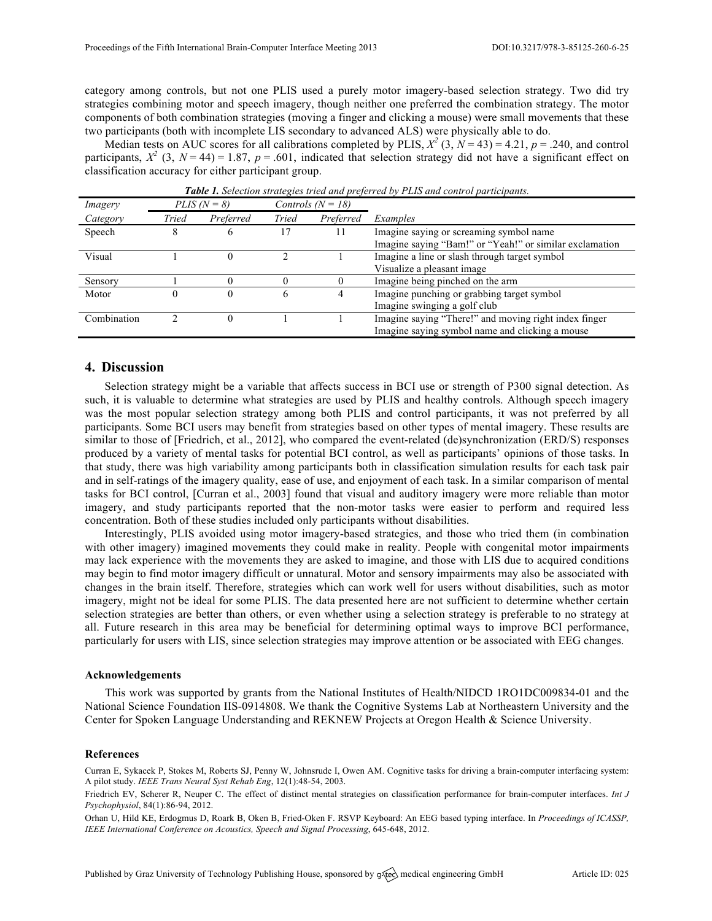category among controls, but not one PLIS used a purely motor imagery-based selection strategy. Two did try strategies combining motor and speech imagery, though neither one preferred the combination strategy. The motor components of both combination strategies (moving a finger and clicking a mouse) were small movements that these two participants (both with incomplete LIS secondary to advanced ALS) were physically able to do.

Median tests on AUC scores for all calibrations completed by PLIS, $X^2$ (3, $N$ = 43) = 4.21, $p$ = .240, and control participants, $X^2$ (3, $N$ = 44) = 1.87, $p$ = .601, indicated that selection strategy did not have a significant effect on classification accuracy for either participant group.

***Table 1.*** *Selection strategies tried and preferred by PLIS and control participants.*

| *Imagery* | *PLIS (N = 8)* | | *Controls (N = 18)* | | |
|---|---|---|---|---|---|
| *Category* | *Tried* | *Preferred* | *Tried* | *Preferred* | *Examples* |
| Speech | 8 | 6 | 17 | 11 | Imagine saying or screaming symbol name<br>Imagine saying "Bam!" or "Yeah!" or similar exclamation |
| Visual | 1 | 0 | 2 | 1 | Imagine a line or slash through target symbol<br>Visualize a pleasant image |
| Sensory | 1 | 0 | 0 | 0 | Imagine being pinched on the arm |
| Motor | 0 | 0 | 6 | 4 | Imagine punching or grabbing target symbol<br>Imagine swinging a golf club |
| Combination | 2 | 0 | 1 | 1 | Imagine saying "There!" and moving right index finger<br>Imagine saying symbol name and clicking a mouse |

## 4. Discussion

Selection strategy might be a variable that affects success in BCI use or strength of P300 signal detection. As such, it is valuable to determine what strategies are used by PLIS and healthy controls. Although speech imagery was the most popular selection strategy among both PLIS and control participants, it was not preferred by all participants. Some BCI users may benefit from strategies based on other types of mental imagery. These results are similar to those of [Friedrich, et al., 2012], who compared the event-related (de)synchronization (ERD/S) responses produced by a variety of mental tasks for potential BCI control, as well as participants' opinions of those tasks. In that study, there was high variability among participants both in classification simulation results for each task pair and in self-ratings of the imagery quality, ease of use, and enjoyment of each task. In a similar comparison of mental tasks for BCI control, [Curran et al., 2003] found that visual and auditory imagery were more reliable than motor imagery, and study participants reported that the non-motor tasks were easier to perform and required less concentration. Both of these studies included only participants without disabilities.

Interestingly, PLIS avoided using motor imagery-based strategies, and those who tried them (in combination with other imagery) imagined movements they could make in reality. People with congenital motor impairments may lack experience with the movements they are asked to imagine, and those with LIS due to acquired conditions may begin to find motor imagery difficult or unnatural. Motor and sensory impairments may also be associated with changes in the brain itself. Therefore, strategies which can work well for users without disabilities, such as motor imagery, might not be ideal for some PLIS. The data presented here are not sufficient to determine whether certain selection strategies are better than others, or even whether using a selection strategy is preferable to no strategy at all. Future research in this area may be beneficial for determining optimal ways to improve BCI performance, particularly for users with LIS, since selection strategies may improve attention or be associated with EEG changes.

#### Acknowledgements

This work was supported by grants from the National Institutes of Health/NIDCD 1RO1DC009834-01 and the National Science Foundation IIS-0914808. We thank the Cognitive Systems Lab at Northeastern University and the Center for Spoken Language Understanding and REKNEW Projects at Oregon Health & Science University.

#### References

Curran E, Sykacek P, Stokes M, Roberts SJ, Penny W, Johnsrude I, Owen AM. Cognitive tasks for driving a brain-computer interfacing system: A pilot study. *IEEE Trans Neural Syst Rehab Eng*, 12(1):48-54, 2003.

Friedrich EV, Scherer R, Neuper C. The effect of distinct mental strategies on classification performance for brain-computer interfaces. *Int J Psychophysiol*, 84(1):86-94, 2012.

Orhan U, Hild KE, Erdogmus D, Roark B, Oken B, Fried-Oken F. RSVP Keyboard: An EEG based typing interface. In *Proceedings of ICASSP, IEEE International Conference on Acoustics, Speech and Signal Processing*, 645-648, 2012.